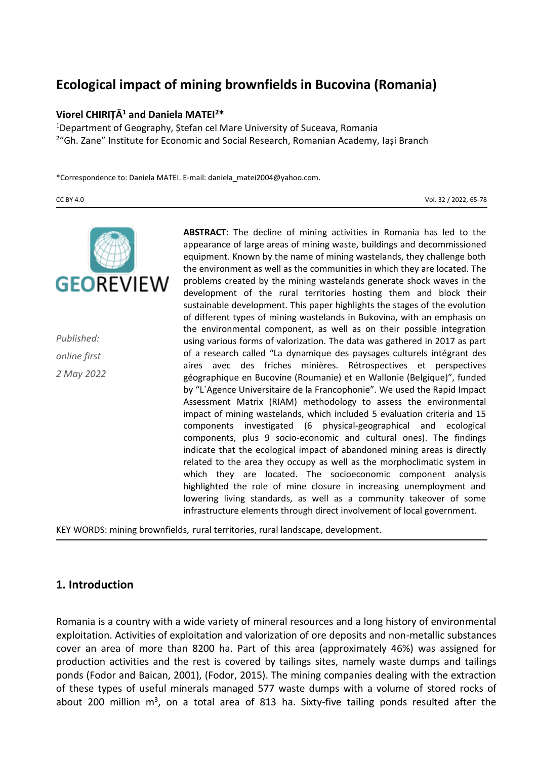# Ecological impact of mining brownfields in Bucovina (Romania)

**Viorel CHIRIȚĂ[1] and Daniela MATEI[2]***

[1]Department of Geography, Ștefan cel Mare University of Suceava, Romania
[2]"Gh. Zane" Institute for Economic and Social Research, Romanian Academy, Iași Branch

*Correspondence to: Daniela MATEI. E-mail: daniela_matei2004@yahoo.com.

CC BY 4.0

*Published: online first 2 May 2022*

**ABSTRACT:** The decline of mining activities in Romania has led to the appearance of large areas of mining waste, buildings and decommissioned equipment. Known by the name of mining wastelands, they challenge both the environment as well as the communities in which they are located. The problems created by the mining wastelands generate shock waves in the development of the rural territories hosting them and block their sustainable development. This paper highlights the stages of the evolution of different types of mining wastelands in Bukovina, with an emphasis on the environmental component, as well as on their possible integration using various forms of valorization. The data was gathered in 2017 as part of a research called "La dynamique des paysages culturels intégrant des aires avec des friches minières. Rétrospectives et perspectives géographique en Bucovine (Roumanie) et en Wallonie (Belgique)", funded by "L`Agence Universitaire de la Francophonie". We used the Rapid Impact Assessment Matrix (RIAM) methodology to assess the environmental impact of mining wastelands, which included 5 evaluation criteria and 15 components investigated (6 physical-geographical and ecological components, plus 9 socio-economic and cultural ones). The findings indicate that the ecological impact of abandoned mining areas is directly related to the area they occupy as well as the morphoclimatic system in which they are located. The socioeconomic component analysis highlighted the role of mine closure in increasing unemployment and lowering living standards, as well as a community takeover of some infrastructure elements through direct involvement of local government.

KEY WORDS: mining brownfields, rural territories, rural landscape, development.

## 1. Introduction

Romania is a country with a wide variety of mineral resources and a long history of environmental exploitation. Activities of exploitation and valorization of ore deposits and non-metallic substances cover an area of more than 8200 ha. Part of this area (approximately 46%) was assigned for production activities and the rest is covered by tailings sites, namely waste dumps and tailings ponds (Fodor and Baican, 2001), (Fodor, 2015). The mining companies dealing with the extraction of these types of useful minerals managed 577 waste dumps with a volume of stored rocks of about 200 million m$^3$, on a total area of 813 ha. Sixty-five tailing ponds resulted after the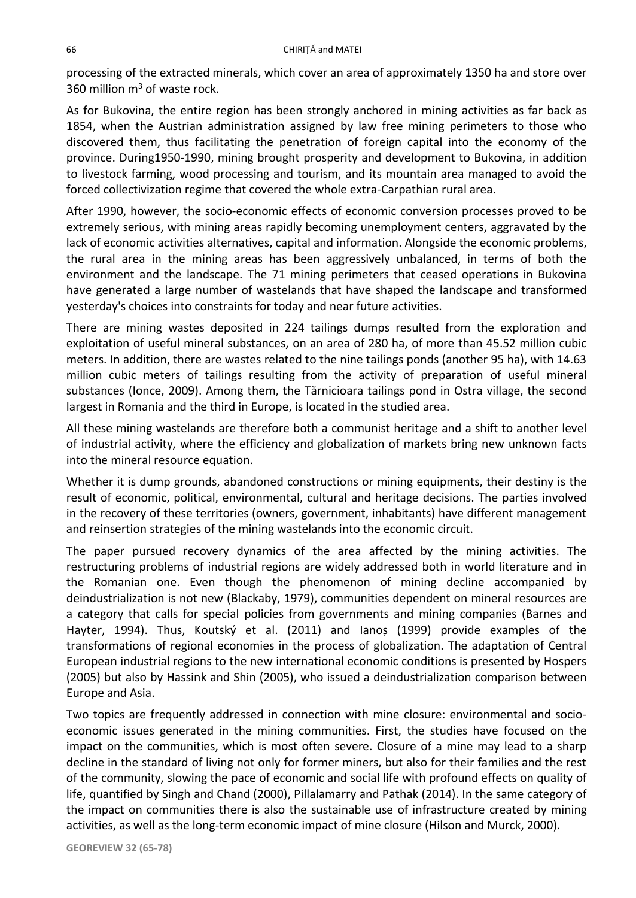processing of the extracted minerals, which cover an area of approximately 1350 ha and store over 360 million $m^3$ of waste rock.

As for Bukovina, the entire region has been strongly anchored in mining activities as far back as 1854, when the Austrian administration assigned by law free mining perimeters to those who discovered them, thus facilitating the penetration of foreign capital into the economy of the province. During1950-1990, mining brought prosperity and development to Bukovina, in addition to livestock farming, wood processing and tourism, and its mountain area managed to avoid the forced collectivization regime that covered the whole extra-Carpathian rural area.

After 1990, however, the socio-economic effects of economic conversion processes proved to be extremely serious, with mining areas rapidly becoming unemployment centers, aggravated by the lack of economic activities alternatives, capital and information. Alongside the economic problems, the rural area in the mining areas has been aggressively unbalanced, in terms of both the environment and the landscape. The 71 mining perimeters that ceased operations in Bukovina have generated a large number of wastelands that have shaped the landscape and transformed yesterday's choices into constraints for today and near future activities.

There are mining wastes deposited in 224 tailings dumps resulted from the exploration and exploitation of useful mineral substances, on an area of 280 ha, of more than 45.52 million cubic meters. In addition, there are wastes related to the nine tailings ponds (another 95 ha), with 14.63 million cubic meters of tailings resulting from the activity of preparation of useful mineral substances (Ionce, 2009). Among them, the Tărnicioara tailings pond in Ostra village, the second largest in Romania and the third in Europe, is located in the studied area.

All these mining wastelands are therefore both a communist heritage and a shift to another level of industrial activity, where the efficiency and globalization of markets bring new unknown facts into the mineral resource equation.

Whether it is dump grounds, abandoned constructions or mining equipments, their destiny is the result of economic, political, environmental, cultural and heritage decisions. The parties involved in the recovery of these territories (owners, government, inhabitants) have different management and reinsertion strategies of the mining wastelands into the economic circuit.

The paper pursued recovery dynamics of the area affected by the mining activities. The restructuring problems of industrial regions are widely addressed both in world literature and in the Romanian one. Even though the phenomenon of mining decline accompanied by deindustrialization is not new (Blackaby, 1979), communities dependent on mineral resources are a category that calls for special policies from governments and mining companies (Barnes and Hayter, 1994). Thus, Koutský et al. (2011) and Ianoș (1999) provide examples of the transformations of regional economies in the process of globalization. The adaptation of Central European industrial regions to the new international economic conditions is presented by Hospers (2005) but also by Hassink and Shin (2005), who issued a deindustrialization comparison between Europe and Asia.

Two topics are frequently addressed in connection with mine closure: environmental and socio-economic issues generated in the mining communities. First, the studies have focused on the impact on the communities, which is most often severe. Closure of a mine may lead to a sharp decline in the standard of living not only for former miners, but also for their families and the rest of the community, slowing the pace of economic and social life with profound effects on quality of life, quantified by Singh and Chand (2000), Pillalamarry and Pathak (2014). In the same category of the impact on communities there is also the sustainable use of infrastructure created by mining activities, as well as the long-term economic impact of mine closure (Hilson and Murck, 2000).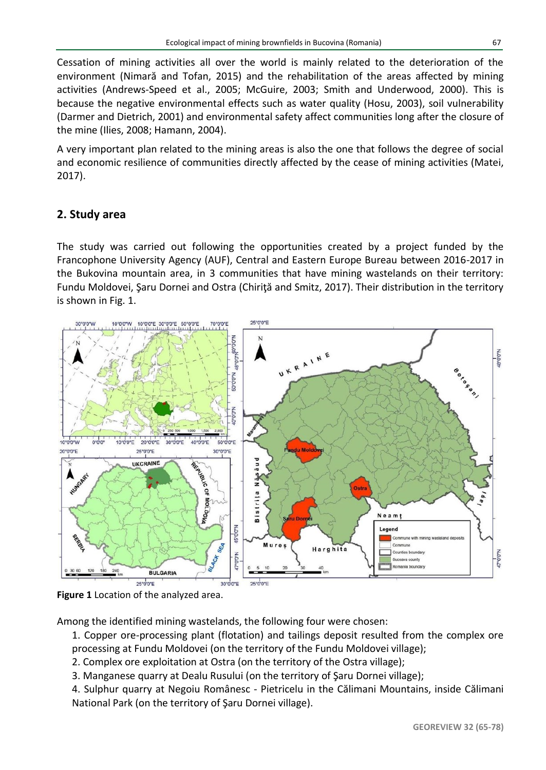Cessation of mining activities all over the world is mainly related to the deterioration of the environment (Nimară and Tofan, 2015) and the rehabilitation of the areas affected by mining activities (Andrews-Speed et al., 2005; McGuire, 2003; Smith and Underwood, 2000). This is because the negative environmental effects such as water quality (Hosu, 2003), soil vulnerability (Darmer and Dietrich, 2001) and environmental safety affect communities long after the closure of the mine (Ilies, 2008; Hamann, 2004).

A very important plan related to the mining areas is also the one that follows the degree of social and economic resilience of communities directly affected by the cease of mining activities (Matei, 2017).

## 2. Study area

The study was carried out following the opportunities created by a project funded by the Francophone University Agency (AUF), Central and Eastern Europe Bureau between 2016-2017 in the Bukovina mountain area, in 3 communities that have mining wastelands on their territory: Fundu Moldovei, Şaru Dornei and Ostra (Chiriţă and Smitz, 2017). Their distribution in the territory is shown in Fig. 1.

**Figure 1** Location of the analyzed area.

Among the identified mining wastelands, the following four were chosen:

1. Copper ore-processing plant (flotation) and tailings deposit resulted from the complex ore processing at Fundu Moldovei (on the territory of the Fundu Moldovei village);
2. Complex ore exploitation at Ostra (on the territory of the Ostra village);
3. Manganese quarry at Dealu Rusului (on the territory of Şaru Dornei village);
4. Sulphur quarry at Negoiu Românesc - Pietricelu in the Călimani Mountains, inside Călimani National Park (on the territory of Şaru Dornei village).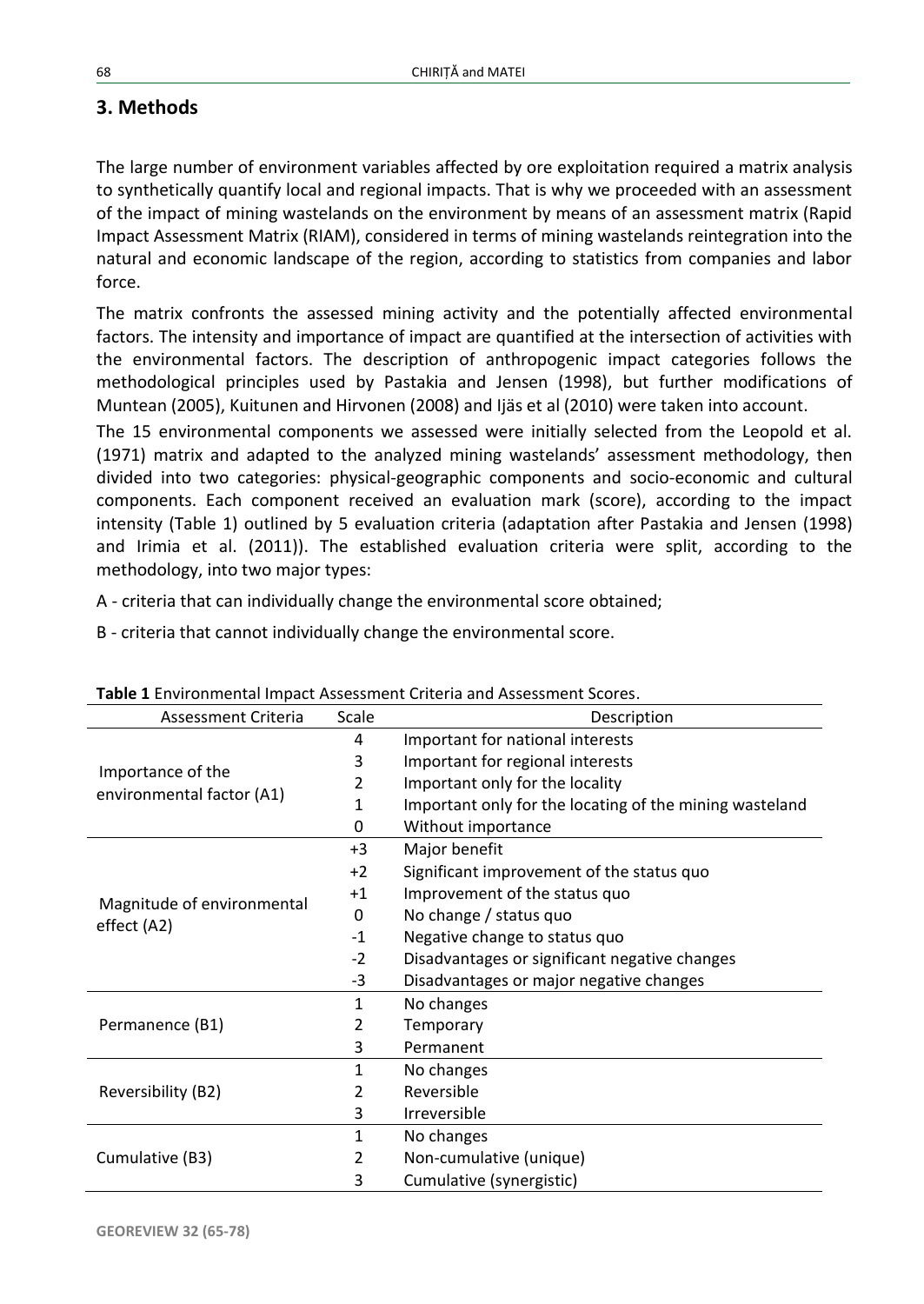## 3. Methods

The large number of environment variables affected by ore exploitation required a matrix analysis to synthetically quantify local and regional impacts. That is why we proceeded with an assessment of the impact of mining wastelands on the environment by means of an assessment matrix (Rapid Impact Assessment Matrix (RIAM), considered in terms of mining wastelands reintegration into the natural and economic landscape of the region, according to statistics from companies and labor force.

The matrix confronts the assessed mining activity and the potentially affected environmental factors. The intensity and importance of impact are quantified at the intersection of activities with the environmental factors. The description of anthropogenic impact categories follows the methodological principles used by Pastakia and Jensen (1998), but further modifications of Muntean (2005), Kuitunen and Hirvonen (2008) and Ijäs et al (2010) were taken into account.

The 15 environmental components we assessed were initially selected from the Leopold et al. (1971) matrix and adapted to the analyzed mining wastelands' assessment methodology, then divided into two categories: physical-geographic components and socio-economic and cultural components. Each component received an evaluation mark (score), according to the impact intensity (Table 1) outlined by 5 evaluation criteria (adaptation after Pastakia and Jensen (1998) and Irimia et al. (2011)). The established evaluation criteria were split, according to the methodology, into two major types:

A - criteria that can individually change the environmental score obtained;

B - criteria that cannot individually change the environmental score.

**Table 1** Environmental Impact Assessment Criteria and Assessment Scores.

| Assessment Criteria | Scale | Description |
|---|---|---|
| Importance of the environmental factor (A1) | 4 | Important for national interests |
| | 3 | Important for regional interests |
| | 2 | Important only for the locality |
| | 1 | Important only for the locating of the mining wasteland |
| | 0 | Without importance |
| Magnitude of environmental effect (A2) | +3 | Major benefit |
| | +2 | Significant improvement of the status quo |
| | +1 | Improvement of the status quo |
| | 0 | No change / status quo |
| | -1 | Negative change to status quo |
| | -2 | Disadvantages or significant negative changes |
| | -3 | Disadvantages or major negative changes |
| Permanence (B1) | 1 | No changes |
| | 2 | Temporary |
| | 3 | Permanent |
| Reversibility (B2) | 1 | No changes |
| | 2 | Reversible |
| | 3 | Irreversible |
| Cumulative (B3) | 1 | No changes |
| | 2 | Non-cumulative (unique) |
| | 3 | Cumulative (synergistic) |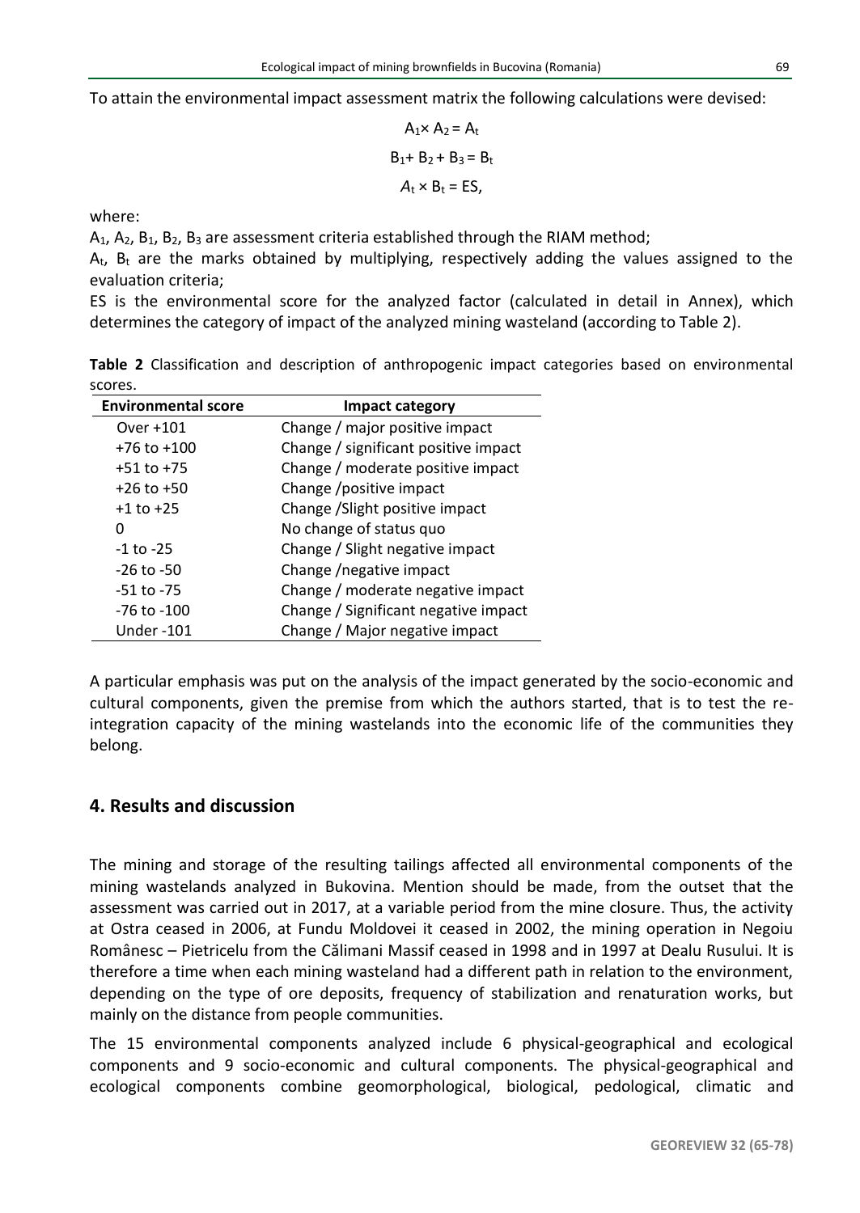To attain the environmental impact assessment matrix the following calculations were devised:

$$A_1 \times A_2 = A_t$$

$$B_1 + B_2 + B_3 = B_t$$

$$A_t \times B_t = ES,$$

where:

$A_1$, $A_2$, $B_1$, $B_2$, $B_3$ are assessment criteria established through the RIAM method;

$A_t$, $B_t$ are the marks obtained by multiplying, respectively adding the values assigned to the evaluation criteria;

ES is the environmental score for the analyzed factor (calculated in detail in Annex), which determines the category of impact of the analyzed mining wasteland (according to Table 2).

**Table 2** Classification and description of anthropogenic impact categories based on environmental scores.

| Environmental score | Impact category |
|---|---|
| Over +101 | Change / major positive impact |
| +76 to +100 | Change / significant positive impact |
| +51 to +75 | Change / moderate positive impact |
| +26 to +50 | Change /positive impact |
| +1 to +25 | Change /Slight positive impact |
| 0 | No change of status quo |
| -1 to -25 | Change / Slight negative impact |
| -26 to -50 | Change /negative impact |
| -51 to -75 | Change / moderate negative impact |
| -76 to -100 | Change / Significant negative impact |
| Under -101 | Change / Major negative impact |

A particular emphasis was put on the analysis of the impact generated by the socio-economic and cultural components, given the premise from which the authors started, that is to test the re-integration capacity of the mining wastelands into the economic life of the communities they belong.

## 4. Results and discussion

The mining and storage of the resulting tailings affected all environmental components of the mining wastelands analyzed in Bukovina. Mention should be made, from the outset that the assessment was carried out in 2017, at a variable period from the mine closure. Thus, the activity at Ostra ceased in 2006, at Fundu Moldovei it ceased in 2002, the mining operation in Negoiu Românesc – Pietricelu from the Călimani Massif ceased in 1998 and in 1997 at Dealu Rusului. It is therefore a time when each mining wasteland had a different path in relation to the environment, depending on the type of ore deposits, frequency of stabilization and renaturation works, but mainly on the distance from people communities.

The 15 environmental components analyzed include 6 physical-geographical and ecological components and 9 socio-economic and cultural components. The physical-geographical and ecological components combine geomorphological, biological, pedological, climatic and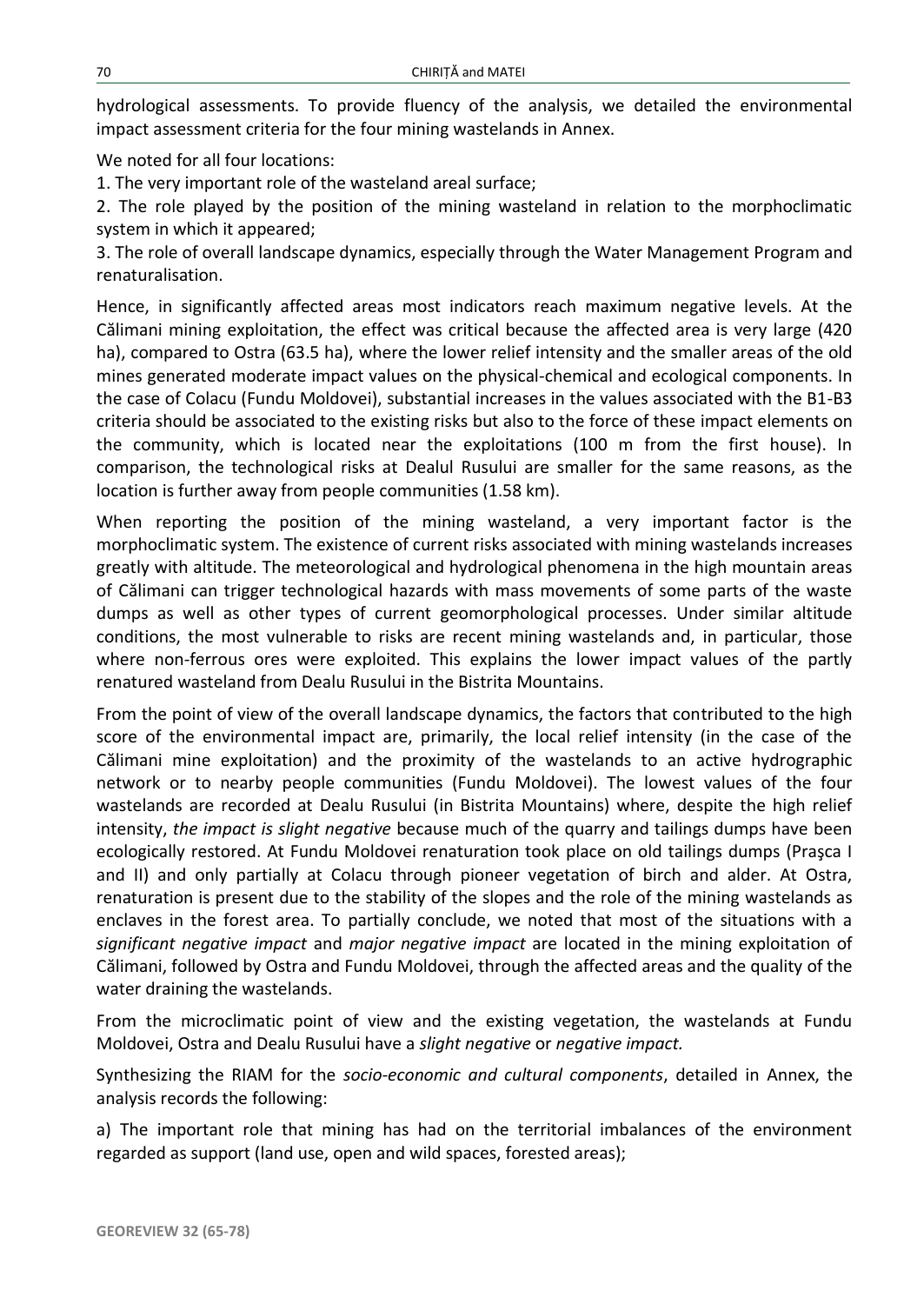hydrological assessments. To provide fluency of the analysis, we detailed the environmental impact assessment criteria for the four mining wastelands in Annex.

We noted for all four locations:

1. The very important role of the wasteland areal surface;
2. The role played by the position of the mining wasteland in relation to the morphoclimatic system in which it appeared;
3. The role of overall landscape dynamics, especially through the Water Management Program and renaturalisation.

Hence, in significantly affected areas most indicators reach maximum negative levels. At the Călimani mining exploitation, the effect was critical because the affected area is very large (420 ha), compared to Ostra (63.5 ha), where the lower relief intensity and the smaller areas of the old mines generated moderate impact values on the physical-chemical and ecological components. In the case of Colacu (Fundu Moldovei), substantial increases in the values associated with the B1-B3 criteria should be associated to the existing risks but also to the force of these impact elements on the community, which is located near the exploitations (100 m from the first house). In comparison, the technological risks at Dealul Rusului are smaller for the same reasons, as the location is further away from people communities (1.58 km).

When reporting the position of the mining wasteland, a very important factor is the morphoclimatic system. The existence of current risks associated with mining wastelands increases greatly with altitude. The meteorological and hydrological phenomena in the high mountain areas of Călimani can trigger technological hazards with mass movements of some parts of the waste dumps as well as other types of current geomorphological processes. Under similar altitude conditions, the most vulnerable to risks are recent mining wastelands and, in particular, those where non-ferrous ores were exploited. This explains the lower impact values of the partly renatured wasteland from Dealu Rusului in the Bistrita Mountains.

From the point of view of the overall landscape dynamics, the factors that contributed to the high score of the environmental impact are, primarily, the local relief intensity (in the case of the Călimani mine exploitation) and the proximity of the wastelands to an active hydrographic network or to nearby people communities (Fundu Moldovei). The lowest values of the four wastelands are recorded at Dealu Rusului (in Bistrita Mountains) where, despite the high relief intensity, *the impact is slight negative* because much of the quarry and tailings dumps have been ecologically restored. At Fundu Moldovei renaturation took place on old tailings dumps (Praşca I and II) and only partially at Colacu through pioneer vegetation of birch and alder. At Ostra, renaturation is present due to the stability of the slopes and the role of the mining wastelands as enclaves in the forest area. To partially conclude, we noted that most of the situations with a *significant negative impact* and *major negative impact* are located in the mining exploitation of Călimani, followed by Ostra and Fundu Moldovei, through the affected areas and the quality of the water draining the wastelands.

From the microclimatic point of view and the existing vegetation, the wastelands at Fundu Moldovei, Ostra and Dealu Rusului have a *slight negative* or *negative impact.*

Synthesizing the RIAM for the *socio-economic and cultural components*, detailed in Annex, the analysis records the following:

a) The important role that mining has had on the territorial imbalances of the environment regarded as support (land use, open and wild spaces, forested areas);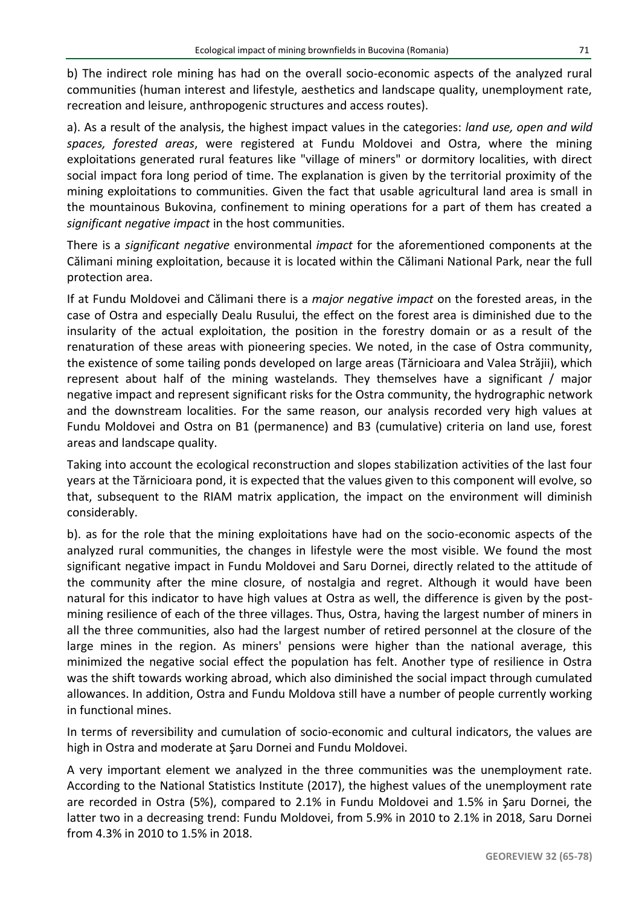b) The indirect role mining has had on the overall socio-economic aspects of the analyzed rural communities (human interest and lifestyle, aesthetics and landscape quality, unemployment rate, recreation and leisure, anthropogenic structures and access routes).

a). As a result of the analysis, the highest impact values in the categories: *land use, open and wild spaces, forested areas*, were registered at Fundu Moldovei and Ostra, where the mining exploitations generated rural features like "village of miners" or dormitory localities, with direct social impact fora long period of time. The explanation is given by the territorial proximity of the mining exploitations to communities. Given the fact that usable agricultural land area is small in the mountainous Bukovina, confinement to mining operations for a part of them has created a *significant negative impact* in the host communities.

There is a *significant negative* environmental *impact* for the aforementioned components at the Călimani mining exploitation, because it is located within the Călimani National Park, near the full protection area.

If at Fundu Moldovei and Călimani there is a *major negative impact* on the forested areas, in the case of Ostra and especially Dealu Rusului, the effect on the forest area is diminished due to the insularity of the actual exploitation, the position in the forestry domain or as a result of the renaturation of these areas with pioneering species. We noted, in the case of Ostra community, the existence of some tailing ponds developed on large areas (Tărnicioara and Valea Străjii), which represent about half of the mining wastelands. They themselves have a significant / major negative impact and represent significant risks for the Ostra community, the hydrographic network and the downstream localities. For the same reason, our analysis recorded very high values at Fundu Moldovei and Ostra on B1 (permanence) and B3 (cumulative) criteria on land use, forest areas and landscape quality.

Taking into account the ecological reconstruction and slopes stabilization activities of the last four years at the Tărnicioara pond, it is expected that the values given to this component will evolve, so that, subsequent to the RIAM matrix application, the impact on the environment will diminish considerably.

b). as for the role that the mining exploitations have had on the socio-economic aspects of the analyzed rural communities, the changes in lifestyle were the most visible. We found the most significant negative impact in Fundu Moldovei and Saru Dornei, directly related to the attitude of the community after the mine closure, of nostalgia and regret. Although it would have been natural for this indicator to have high values at Ostra as well, the difference is given by the post-mining resilience of each of the three villages. Thus, Ostra, having the largest number of miners in all the three communities, also had the largest number of retired personnel at the closure of the large mines in the region. As miners' pensions were higher than the national average, this minimized the negative social effect the population has felt. Another type of resilience in Ostra was the shift towards working abroad, which also diminished the social impact through cumulated allowances. In addition, Ostra and Fundu Moldova still have a number of people currently working in functional mines.

In terms of reversibility and cumulation of socio-economic and cultural indicators, the values are high in Ostra and moderate at Şaru Dornei and Fundu Moldovei.

A very important element we analyzed in the three communities was the unemployment rate. According to the National Statistics Institute (2017), the highest values of the unemployment rate are recorded in Ostra (5%), compared to 2.1% in Fundu Moldovei and 1.5% in Şaru Dornei, the latter two in a decreasing trend: Fundu Moldovei, from 5.9% in 2010 to 2.1% in 2018, Saru Dornei from 4.3% in 2010 to 1.5% in 2018.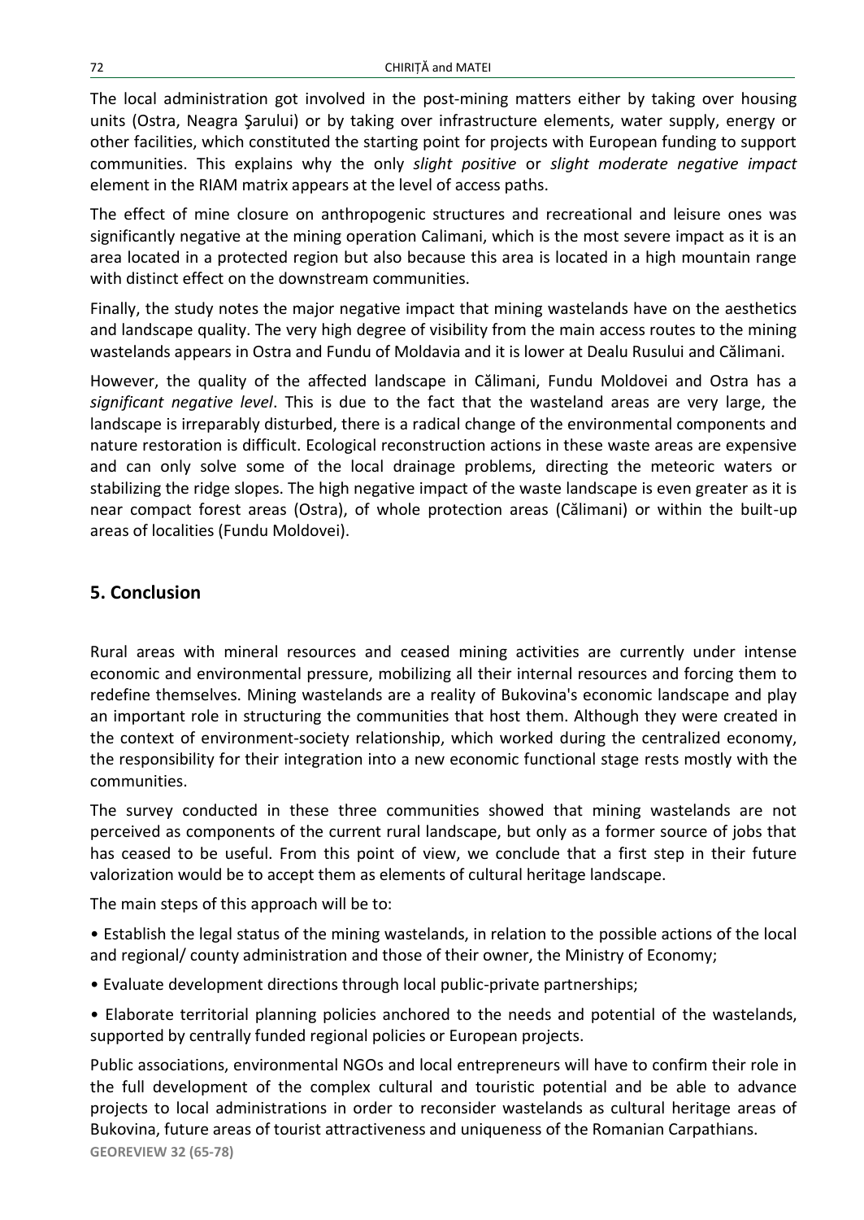The local administration got involved in the post-mining matters either by taking over housing units (Ostra, Neagra Şarului) or by taking over infrastructure elements, water supply, energy or other facilities, which constituted the starting point for projects with European funding to support communities. This explains why the only *slight positive* or *slight moderate negative impact* element in the RIAM matrix appears at the level of access paths.

The effect of mine closure on anthropogenic structures and recreational and leisure ones was significantly negative at the mining operation Calimani, which is the most severe impact as it is an area located in a protected region but also because this area is located in a high mountain range with distinct effect on the downstream communities.

Finally, the study notes the major negative impact that mining wastelands have on the aesthetics and landscape quality. The very high degree of visibility from the main access routes to the mining wastelands appears in Ostra and Fundu of Moldavia and it is lower at Dealu Rusului and Călimani.

However, the quality of the affected landscape in Călimani, Fundu Moldovei and Ostra has a *significant negative level*. This is due to the fact that the wasteland areas are very large, the landscape is irreparably disturbed, there is a radical change of the environmental components and nature restoration is difficult. Ecological reconstruction actions in these waste areas are expensive and can only solve some of the local drainage problems, directing the meteoric waters or stabilizing the ridge slopes. The high negative impact of the waste landscape is even greater as it is near compact forest areas (Ostra), of whole protection areas (Călimani) or within the built-up areas of localities (Fundu Moldovei).

## 5. Conclusion

Rural areas with mineral resources and ceased mining activities are currently under intense economic and environmental pressure, mobilizing all their internal resources and forcing them to redefine themselves. Mining wastelands are a reality of Bukovina's economic landscape and play an important role in structuring the communities that host them. Although they were created in the context of environment-society relationship, which worked during the centralized economy, the responsibility for their integration into a new economic functional stage rests mostly with the communities.

The survey conducted in these three communities showed that mining wastelands are not perceived as components of the current rural landscape, but only as a former source of jobs that has ceased to be useful. From this point of view, we conclude that a first step in their future valorization would be to accept them as elements of cultural heritage landscape.

The main steps of this approach will be to:

- Establish the legal status of the mining wastelands, in relation to the possible actions of the local and regional/ county administration and those of their owner, the Ministry of Economy;
- Evaluate development directions through local public-private partnerships;
- Elaborate territorial planning policies anchored to the needs and potential of the wastelands, supported by centrally funded regional policies or European projects.

Public associations, environmental NGOs and local entrepreneurs will have to confirm their role in the full development of the complex cultural and touristic potential and be able to advance projects to local administrations in order to reconsider wastelands as cultural heritage areas of Bukovina, future areas of tourist attractiveness and uniqueness of the Romanian Carpathians.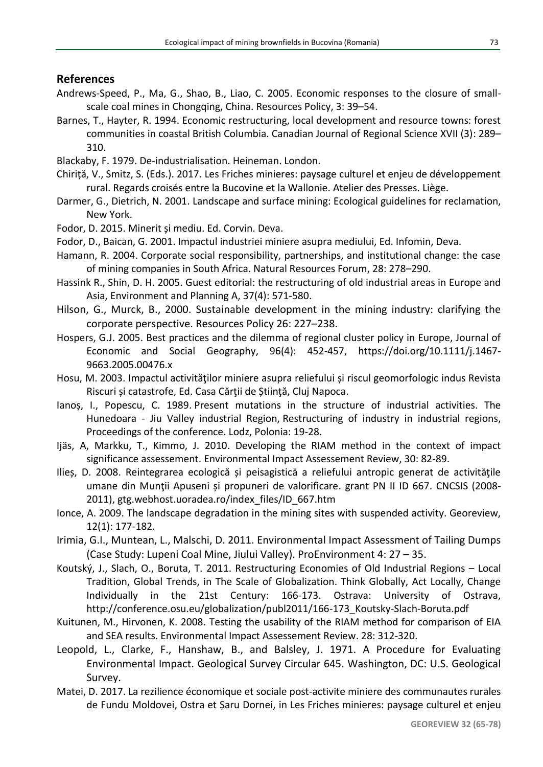## References

Andrews-Speed, P., Ma, G., Shao, B., Liao, C. 2005. Economic responses to the closure of small-scale coal mines in Chongqing, China. Resources Policy, 3: 39–54.

Barnes, T., Hayter, R. 1994. Economic restructuring, local development and resource towns: forest communities in coastal British Columbia. Canadian Journal of Regional Science XVII (3): 289–310.

Blackaby, F. 1979. De-industrialisation. Heineman. London.

Chiriță, V., Smitz, S. (Eds.). 2017. Les Friches minieres: paysage culturel et enjeu de développement rural. Regards croisés entre la Bucovine et la Wallonie. Atelier des Presses. Liège.

Darmer, G., Dietrich, N. 2001. Landscape and surface mining: Ecological guidelines for reclamation, New York.

Fodor, D. 2015. Minerit și mediu. Ed. Corvin. Deva.

Fodor, D., Baican, G. 2001. Impactul industriei miniere asupra mediului, Ed. Infomin, Deva.

Hamann, R. 2004. Corporate social responsibility, partnerships, and institutional change: the case of mining companies in South Africa. Natural Resources Forum, 28: 278–290.

Hassink R., Shin, D. H. 2005. Guest editorial: the restructuring of old industrial areas in Europe and Asia, Environment and Planning A, 37(4): 571-580.

Hilson, G., Murck, B., 2000. Sustainable development in the mining industry: clarifying the corporate perspective. Resources Policy 26: 227–238.

Hospers, G.J. 2005. Best practices and the dilemma of regional cluster policy in Europe, Journal of Economic and Social Geography, 96(4): 452-457, https://doi.org/10.1111/j.1467-9663.2005.00476.x

Hosu, M. 2003. Impactul activităţilor miniere asupra reliefului și riscul geomorfologic indus Revista Riscuri și catastrofe, Ed. Casa Cărţii de Știinţă, Cluj Napoca.

Ianoș, I., Popescu, C. 1989. Present mutations in the structure of industrial activities. The Hunedoara - Jiu Valley industrial Region, Restructuring of industry in industrial regions, Proceedings of the conference. Lodz, Polonia: 19-28.

Ijäs, A, Markku, T., Kimmo, J. 2010. Developing the RIAM method in the context of impact significance assessement. Environmental Impact Assessement Review, 30: 82-89.

Ilieș, D. 2008. Reintegrarea ecologică și peisagistică a reliefului antropic generat de activităţile umane din Munţii Apuseni și propuneri de valorificare. grant PN II ID 667. CNCSIS (2008-2011), gtg.webhost.uoradea.ro/index_files/ID_667.htm

Ionce, A. 2009. The landscape degradation in the mining sites with suspended activity. Georeview, 12(1): 177-182.

Irimia, G.I., Muntean, L., Malschi, D. 2011. Environmental Impact Assessment of Tailing Dumps (Case Study: Lupeni Coal Mine, Jiului Valley). ProEnvironment 4: 27 – 35.

Koutský, J., Slach, O., Boruta, T. 2011. Restructuring Economies of Old Industrial Regions – Local Tradition, Global Trends, in The Scale of Globalization. Think Globally, Act Locally, Change Individually in the 21st Century: 166-173. Ostrava: University of Ostrava, http://conference.osu.eu/globalization/publ2011/166-173_Koutsky-Slach-Boruta.pdf

Kuitunen, M., Hirvonen, K. 2008. Testing the usability of the RIAM method for comparison of EIA and SEA results. Environmental Impact Assessement Review. 28: 312-320.

Leopold, L., Clarke, F., Hanshaw, B., and Balsley, J. 1971. A Procedure for Evaluating Environmental Impact. Geological Survey Circular 645. Washington, DC: U.S. Geological Survey.

Matei, D. 2017. La rezilience économique et sociale post-activite miniere des communautes rurales de Fundu Moldovei, Ostra et Șaru Dornei, in Les Friches minieres: paysage culturel et enjeu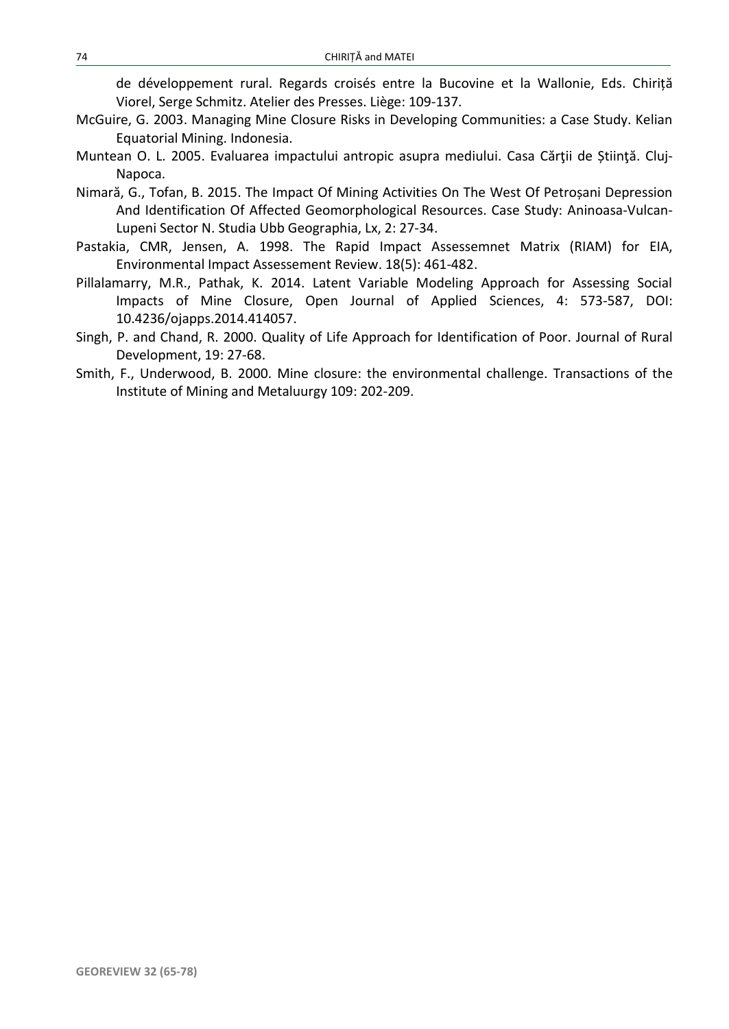de développement rural. Regards croisés entre la Bucovine et la Wallonie, Eds. Chiriță Viorel, Serge Schmitz. Atelier des Presses. Liège: 109-137.

McGuire, G. 2003. Managing Mine Closure Risks in Developing Communities: a Case Study. Kelian Equatorial Mining. Indonesia.

Muntean O. L. 2005. Evaluarea impactului antropic asupra mediului. Casa Cărţii de Ştiinţă. Cluj-Napoca.

Nimară, G., Tofan, B. 2015. The Impact Of Mining Activities On The West Of Petroșani Depression And Identification Of Affected Geomorphological Resources. Case Study: Aninoasa-Vulcan-Lupeni Sector N. Studia Ubb Geographia, Lx, 2: 27-34.

Pastakia, CMR, Jensen, A. 1998. The Rapid Impact Assessemnet Matrix (RIAM) for EIA, Environmental Impact Assessement Review. 18(5): 461-482.

Pillalamarry, M.R., Pathak, K. 2014. Latent Variable Modeling Approach for Assessing Social Impacts of Mine Closure, Open Journal of Applied Sciences, 4: 573-587, DOI: 10.4236/ojapps.2014.414057.

Singh, P. and Chand, R. 2000. Quality of Life Approach for Identification of Poor. Journal of Rural Development, 19: 27-68.

Smith, F., Underwood, B. 2000. Mine closure: the environmental challenge. Transactions of the Institute of Mining and Metaluurgy 109: 202-209.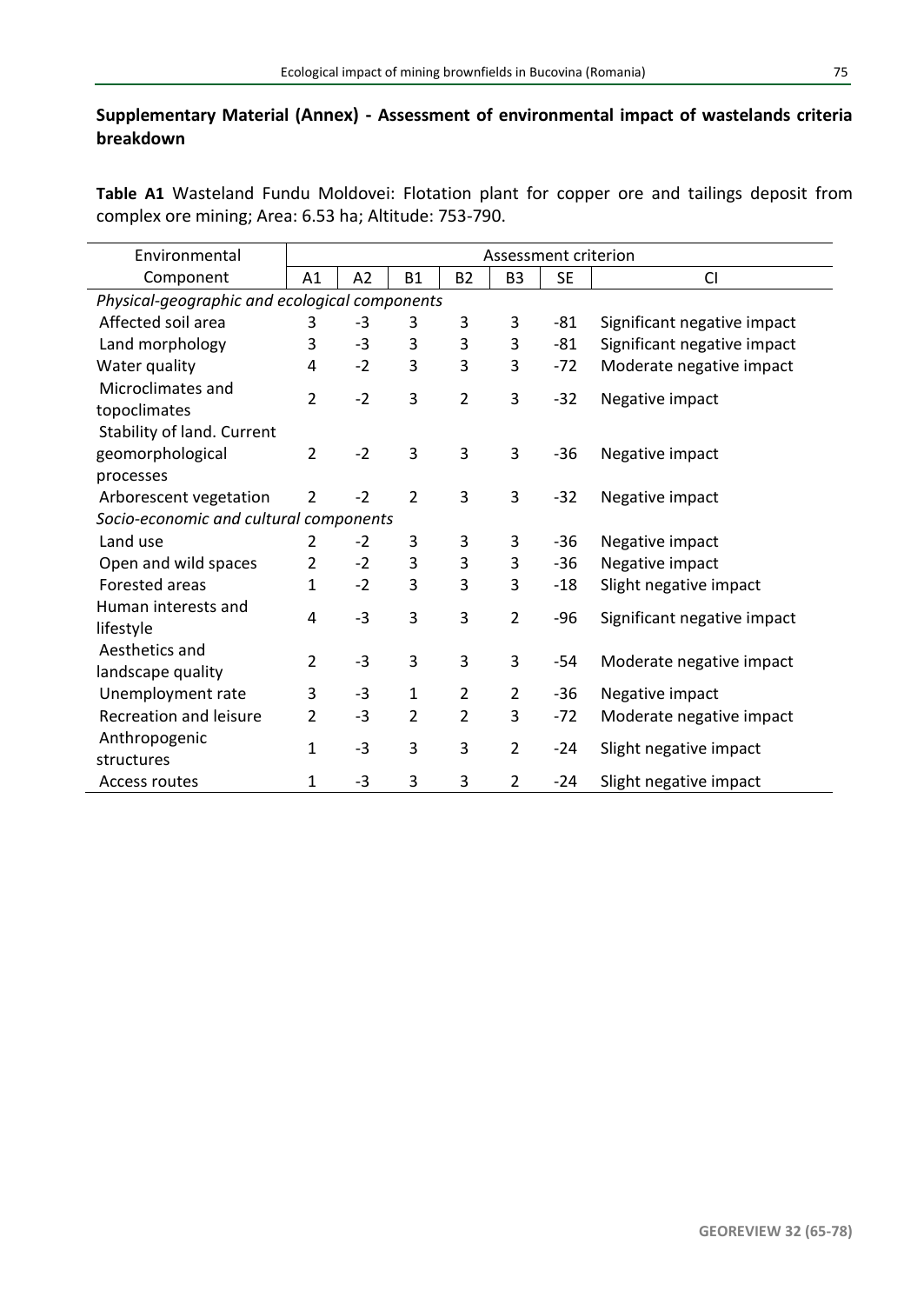**Supplementary Material (Annex) - Assessment of environmental impact of wastelands criteria breakdown**

**Table A1** Wasteland Fundu Moldovei: Flotation plant for copper ore and tailings deposit from complex ore mining; Area: 6.53 ha; Altitude: 753-790.

| Environmental Component | Assessment criterion | | | | | | |
|---|---|---|---|---|---|---|---|
| | A1 | A2 | B1 | B2 | B3 | SE | CI |
| *Physical-geographic and ecological components* | | | | | | | |
| Affected soil area | 3 | -3 | 3 | 3 | 3 | -81 | Significant negative impact |
| Land morphology | 3 | -3 | 3 | 3 | 3 | -81 | Significant negative impact |
| Water quality | 4 | -2 | 3 | 3 | 3 | -72 | Moderate negative impact |
| Microclimates and topoclimates | 2 | -2 | 3 | 2 | 3 | -32 | Negative impact |
| Stability of land. Current geomorphological processes | 2 | -2 | 3 | 3 | 3 | -36 | Negative impact |
| Arborescent vegetation | 2 | -2 | 2 | 3 | 3 | -32 | Negative impact |
| *Socio-economic and cultural components* | | | | | | | |
| Land use | 2 | -2 | 3 | 3 | 3 | -36 | Negative impact |
| Open and wild spaces | 2 | -2 | 3 | 3 | 3 | -36 | Negative impact |
| Forested areas | 1 | -2 | 3 | 3 | 3 | -18 | Slight negative impact |
| Human interests and lifestyle | 4 | -3 | 3 | 3 | 2 | -96 | Significant negative impact |
| Aesthetics and landscape quality | 2 | -3 | 3 | 3 | 3 | -54 | Moderate negative impact |
| Unemployment rate | 3 | -3 | 1 | 2 | 2 | -36 | Negative impact |
| Recreation and leisure | 2 | -3 | 2 | 2 | 3 | -72 | Moderate negative impact |
| Anthropogenic structures | 1 | -3 | 3 | 3 | 2 | -24 | Slight negative impact |
| Access routes | 1 | -3 | 3 | 3 | 2 | -24 | Slight negative impact |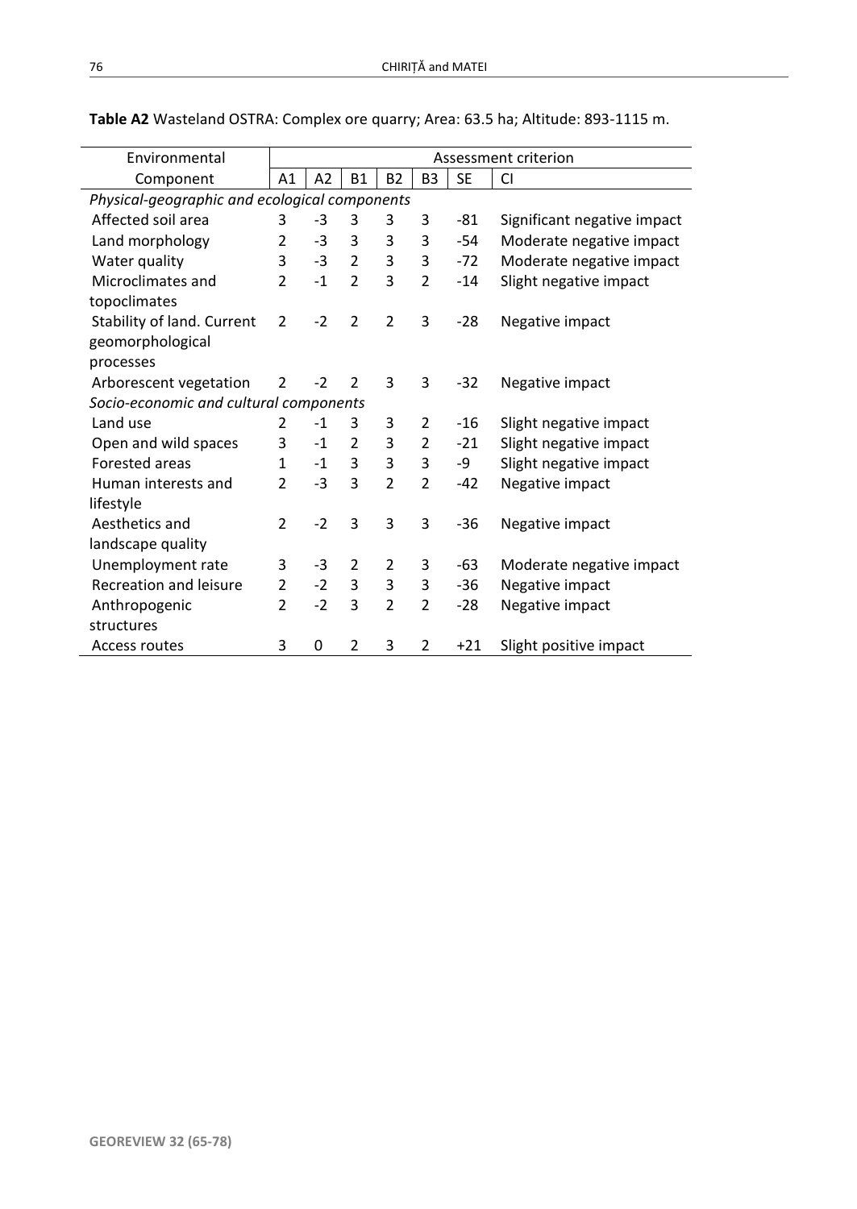**Table A2** Wasteland OSTRA: Complex ore quarry; Area: 63.5 ha; Altitude: 893-1115 m.

| Environmental Component | Assessment criterion | | | | | | |
|---|---|---|---|---|---|---|---|
| | A1 | A2 | B1 | B2 | B3 | SE | CI |
| *Physical-geographic and ecological components* | | | | | | | |
| Affected soil area | 3 | -3 | 3 | 3 | 3 | -81 | Significant negative impact |
| Land morphology | 2 | -3 | 3 | 3 | 3 | -54 | Moderate negative impact |
| Water quality | 3 | -3 | 2 | 3 | 3 | -72 | Moderate negative impact |
| Microclimates and topoclimates | 2 | -1 | 2 | 3 | 2 | -14 | Slight negative impact |
| Stability of land. Current geomorphological processes | 2 | -2 | 2 | 2 | 3 | -28 | Negative impact |
| Arborescent vegetation | 2 | -2 | 2 | 3 | 3 | -32 | Negative impact |
| *Socio-economic and cultural components* | | | | | | | |
| Land use | 2 | -1 | 3 | 3 | 2 | -16 | Slight negative impact |
| Open and wild spaces | 3 | -1 | 2 | 3 | 2 | -21 | Slight negative impact |
| Forested areas | 1 | -1 | 3 | 3 | 3 | -9 | Slight negative impact |
| Human interests and lifestyle | 2 | -3 | 3 | 2 | 2 | -42 | Negative impact |
| Aesthetics and landscape quality | 2 | -2 | 3 | 3 | 3 | -36 | Negative impact |
| Unemployment rate | 3 | -3 | 2 | 2 | 3 | -63 | Moderate negative impact |
| Recreation and leisure | 2 | -2 | 3 | 3 | 3 | -36 | Negative impact |
| Anthropogenic structures | 2 | -2 | 3 | 2 | 2 | -28 | Negative impact |
| Access routes | 3 | 0 | 2 | 3 | 2 | +21 | Slight positive impact |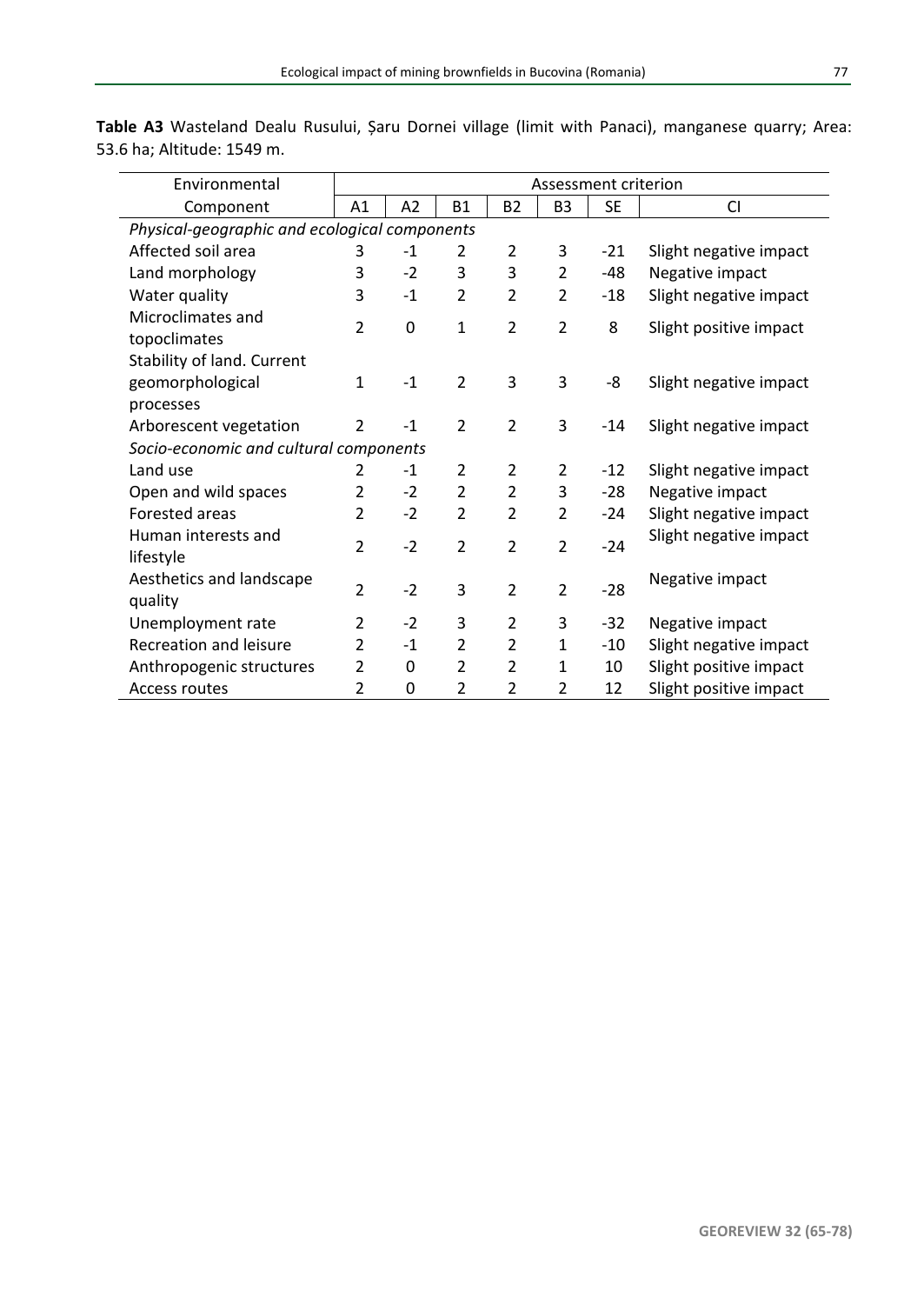**Table A3** Wasteland Dealu Rusului, Șaru Dornei village (limit with Panaci), manganese quarry; Area: 53.6 ha; Altitude: 1549 m.

| Environmental Component | Assessment criterion | | | | | | |
|---|---|---|---|---|---|---|---|
| | A1 | A2 | B1 | B2 | B3 | SE | CI |
| *Physical-geographic and ecological components* | | | | | | | |
| Affected soil area | 3 | -1 | 2 | 2 | 3 | -21 | Slight negative impact |
| Land morphology | 3 | -2 | 3 | 3 | 2 | -48 | Negative impact |
| Water quality | 3 | -1 | 2 | 2 | 2 | -18 | Slight negative impact |
| Microclimates and topoclimates | 2 | 0 | 1 | 2 | 2 | 8 | Slight positive impact |
| Stability of land. Current geomorphological processes | 1 | -1 | 2 | 3 | 3 | -8 | Slight negative impact |
| Arborescent vegetation | 2 | -1 | 2 | 2 | 3 | -14 | Slight negative impact |
| *Socio-economic and cultural components* | | | | | | | |
| Land use | 2 | -1 | 2 | 2 | 2 | -12 | Slight negative impact |
| Open and wild spaces | 2 | -2 | 2 | 2 | 3 | -28 | Negative impact |
| Forested areas | 2 | -2 | 2 | 2 | 2 | -24 | Slight negative impact |
| Human interests and lifestyle | 2 | -2 | 2 | 2 | 2 | -24 | Slight negative impact |
| Aesthetics and landscape quality | 2 | -2 | 3 | 2 | 2 | -28 | Negative impact |
| Unemployment rate | 2 | -2 | 3 | 2 | 3 | -32 | Negative impact |
| Recreation and leisure | 2 | -1 | 2 | 2 | 1 | -10 | Slight negative impact |
| Anthropogenic structures | 2 | 0 | 2 | 2 | 1 | 10 | Slight positive impact |
| Access routes | 2 | 0 | 2 | 2 | 2 | 12 | Slight positive impact |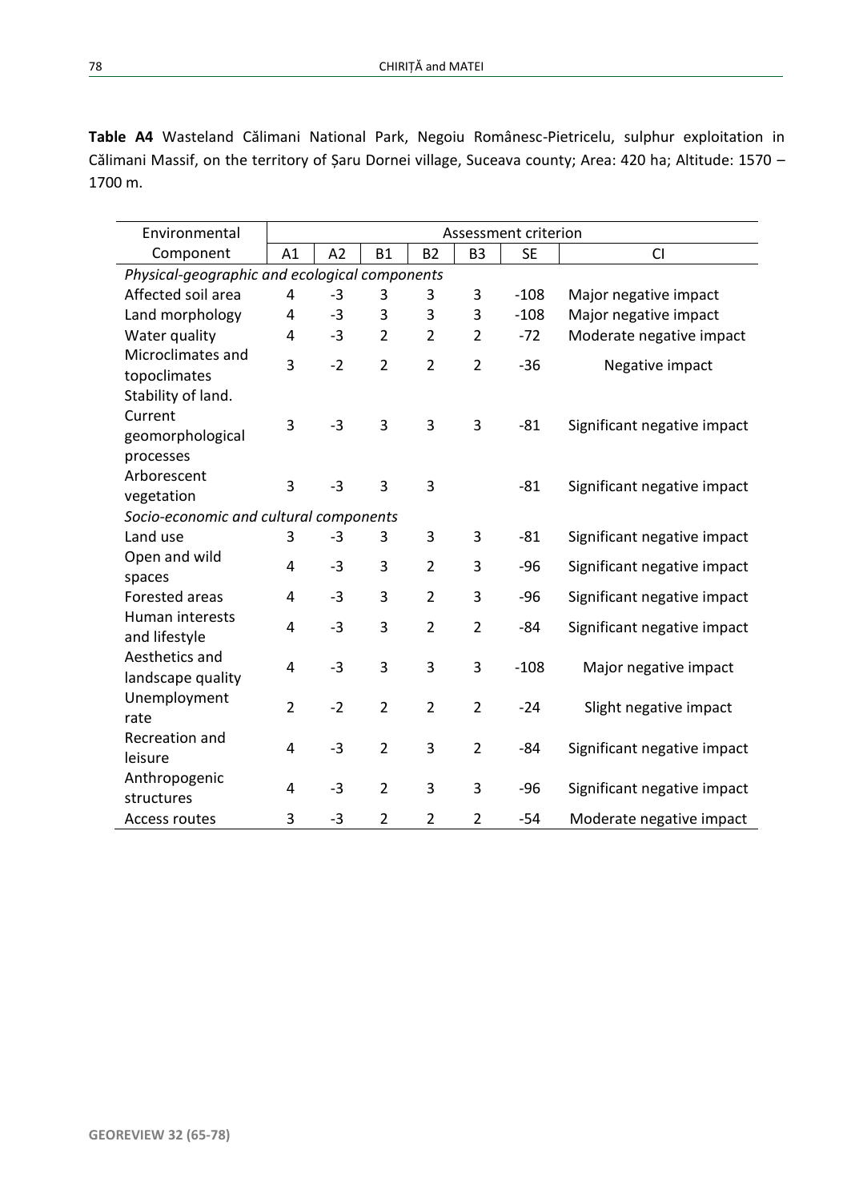**Table A4** Wasteland Călimani National Park, Negoiu Românesc-Pietricelu, sulphur exploitation in Călimani Massif, on the territory of Șaru Dornei village, Suceava county; Area: 420 ha; Altitude: 1570 – 1700 m.

| Environmental Component | Assessment criterion | | | | | | |
|---|---|---|---|---|---|---|---|
| | A1 | A2 | B1 | B2 | B3 | SE | CI |
| *Physical-geographic and ecological components* | | | | | | | |
| Affected soil area | 4 | -3 | 3 | 3 | 3 | -108 | Major negative impact |
| Land morphology | 4 | -3 | 3 | 3 | 3 | -108 | Major negative impact |
| Water quality | 4 | -3 | 2 | 2 | 2 | -72 | Moderate negative impact |
| Microclimates and topoclimates | 3 | -2 | 2 | 2 | 2 | -36 | Negative impact |
| Stability of land. Current geomorphological processes | 3 | -3 | 3 | 3 | 3 | -81 | Significant negative impact |
| Arborescent vegetation | 3 | -3 | 3 | 3 | | -81 | Significant negative impact |
| *Socio-economic and cultural components* | | | | | | | |
| Land use | 3 | -3 | 3 | 3 | 3 | -81 | Significant negative impact |
| Open and wild spaces | 4 | -3 | 3 | 2 | 3 | -96 | Significant negative impact |
| Forested areas | 4 | -3 | 3 | 2 | 3 | -96 | Significant negative impact |
| Human interests and lifestyle | 4 | -3 | 3 | 2 | 2 | -84 | Significant negative impact |
| Aesthetics and landscape quality | 4 | -3 | 3 | 3 | 3 | -108 | Major negative impact |
| Unemployment rate | 2 | -2 | 2 | 2 | 2 | -24 | Slight negative impact |
| Recreation and leisure | 4 | -3 | 2 | 3 | 2 | -84 | Significant negative impact |
| Anthropogenic structures | 4 | -3 | 2 | 3 | 3 | -96 | Significant negative impact |
| Access routes | 3 | -3 | 2 | 2 | 2 | -54 | Moderate negative impact |